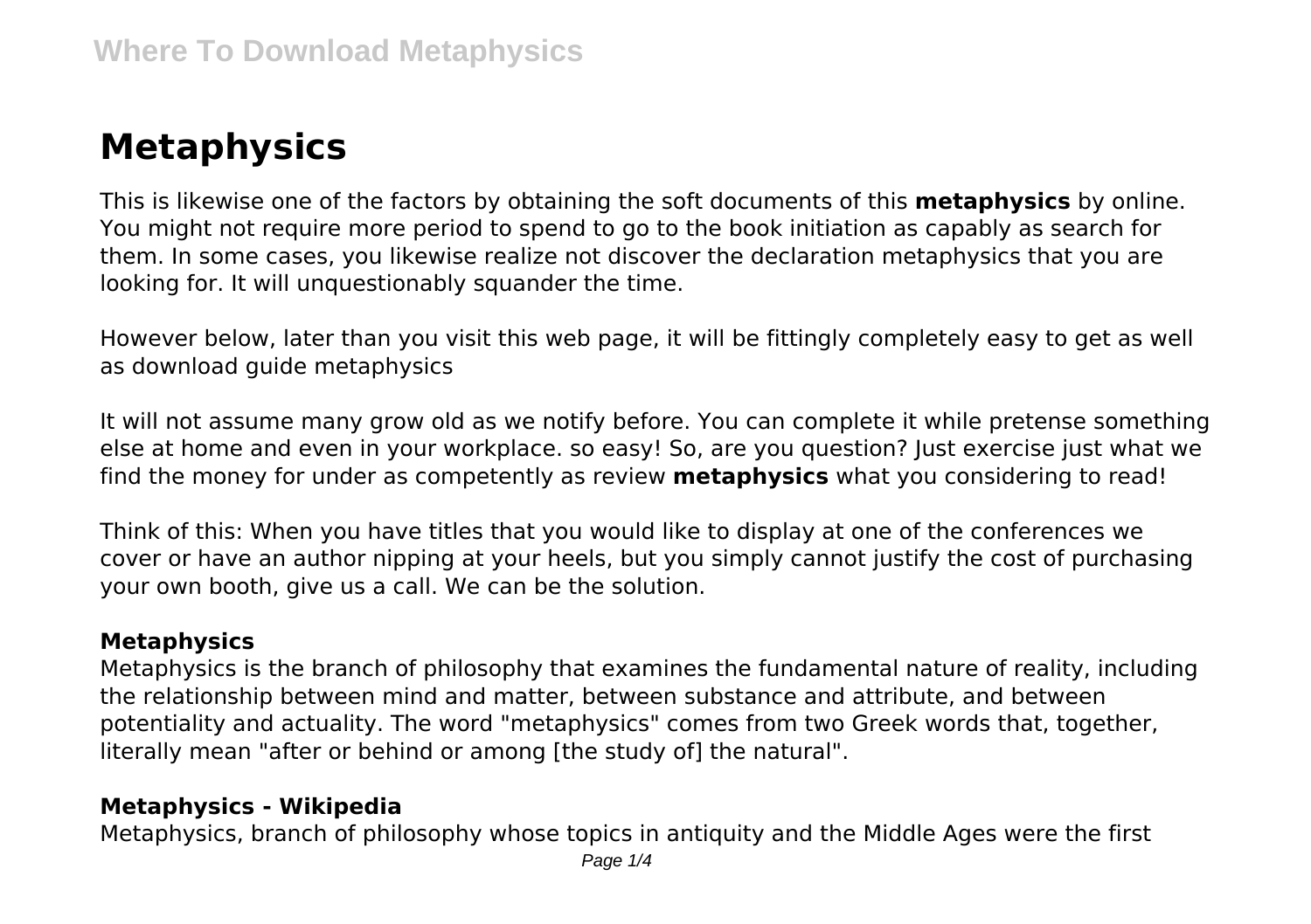# Metaphysics

This is likewise one of the factors by obtaining the soft documents of this **metaphysics** by online. You might not require more period to spend to go to the book initiation as capably as search for them. In some cases, you likewise realize not discover the declaration metaphysics that you are looking for. It will unquestionably squander the time.

However below, later than you visit this web page, it will be fittingly completely easy to get as well as download guide metaphysics

It will not assume many grow old as we notify before. You can complete it while pretense something else at home and even in your workplace. so easy! So, are you question? Just exercise just what we find the money for under as competently as review **metaphysics** what you considering to read!

Think of this: When you have titles that you would like to display at one of the conferences we cover or have an author nipping at your heels, but you simply cannot justify the cost of purchasing your own booth, give us a call. We can be the solution.

### Metaphysics

Metaphysics is the branch of philosophy that examines the fundamental nature of reality, including the relationship between mind and matter, between substance and attribute, and between potentiality and actuality. The word "metaphysics" comes from two Greek words that, together, literally mean "after or behind or among [the study of] the natural".

### Metaphysics - Wikipedia

Metaphysics, branch of philosophy whose topics in antiquity and the Middle Ages were the first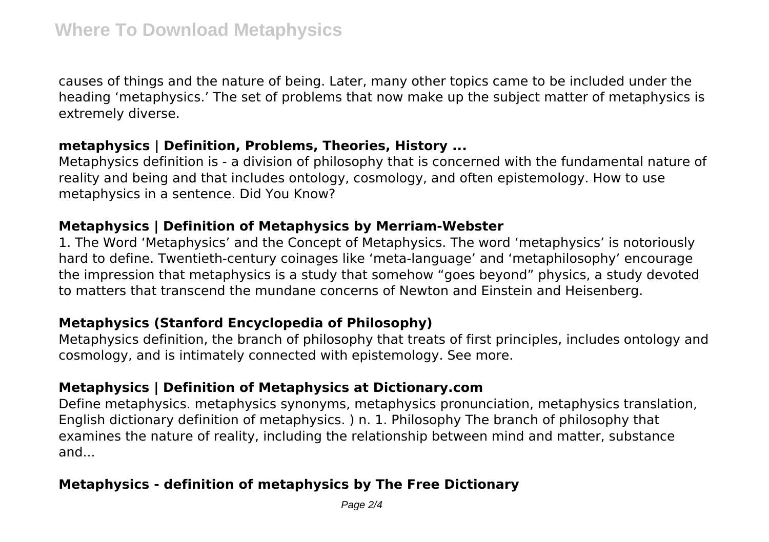causes of things and the nature of being. Later, many other topics came to be included under the heading ‘metaphysics.’ The set of problems that now make up the subject matter of metaphysics is extremely diverse.

### metaphysics | Definition, Problems, Theories, History ...

Metaphysics definition is - a division of philosophy that is concerned with the fundamental nature of reality and being and that includes ontology, cosmology, and often epistemology. How to use metaphysics in a sentence. Did You Know?

### Metaphysics | Definition of Metaphysics by Merriam-Webster

1. The Word ‘Metaphysics’ and the Concept of Metaphysics. The word ‘metaphysics’ is notoriously hard to define. Twentieth-century coinages like ‘meta-language’ and ‘metaphilosophy’ encourage the impression that metaphysics is a study that somehow “goes beyond” physics, a study devoted to matters that transcend the mundane concerns of Newton and Einstein and Heisenberg.

### Metaphysics (Stanford Encyclopedia of Philosophy)

Metaphysics definition, the branch of philosophy that treats of first principles, includes ontology and cosmology, and is intimately connected with epistemology. See more.

### Metaphysics | Definition of Metaphysics at Dictionary.com

Define metaphysics. metaphysics synonyms, metaphysics pronunciation, metaphysics translation, English dictionary definition of metaphysics. ) n. 1. Philosophy The branch of philosophy that examines the nature of reality, including the relationship between mind and matter, substance and...

### Metaphysics - definition of metaphysics by The Free Dictionary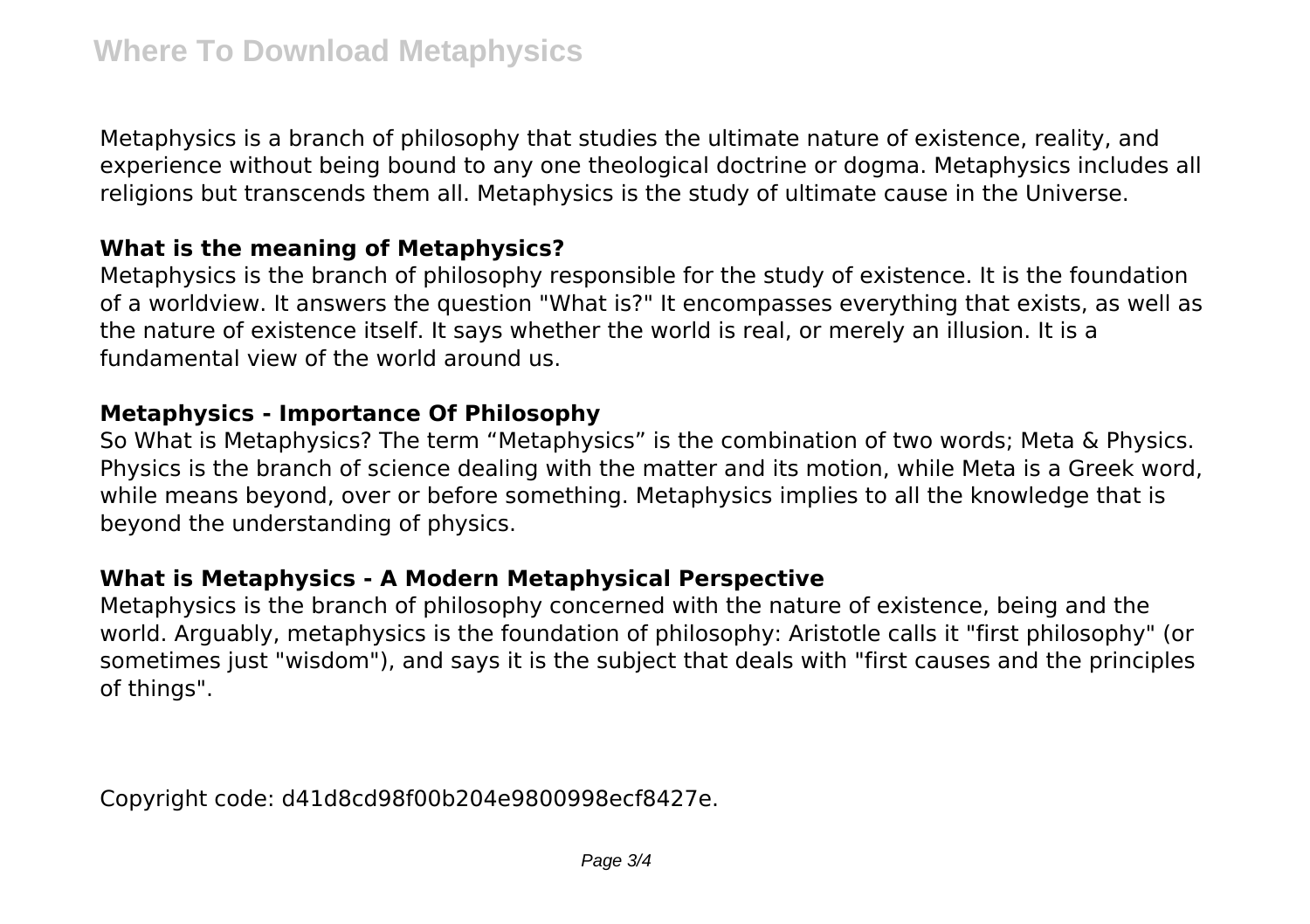Metaphysics is a branch of philosophy that studies the ultimate nature of existence, reality, and experience without being bound to any one theological doctrine or dogma. Metaphysics includes all religions but transcends them all. Metaphysics is the study of ultimate cause in the Universe.

**What is the meaning of Metaphysics?**

Metaphysics is the branch of philosophy responsible for the study of existence. It is the foundation of a worldview. It answers the question "What is?" It encompasses everything that exists, as well as the nature of existence itself. It says whether the world is real, or merely an illusion. It is a fundamental view of the world around us.

**Metaphysics - Importance Of Philosophy**

So What is Metaphysics? The term “Metaphysics” is the combination of two words; Meta & Physics. Physics is the branch of science dealing with the matter and its motion, while Meta is a Greek word, while means beyond, over or before something. Metaphysics implies to all the knowledge that is beyond the understanding of physics.

**What is Metaphysics - A Modern Metaphysical Perspective**

Metaphysics is the branch of philosophy concerned with the nature of existence, being and the world. Arguably, metaphysics is the foundation of philosophy: Aristotle calls it "first philosophy" (or sometimes just "wisdom"), and says it is the subject that deals with "first causes and the principles of things".

Copyright code: d41d8cd98f00b204e9800998ecf8427e.